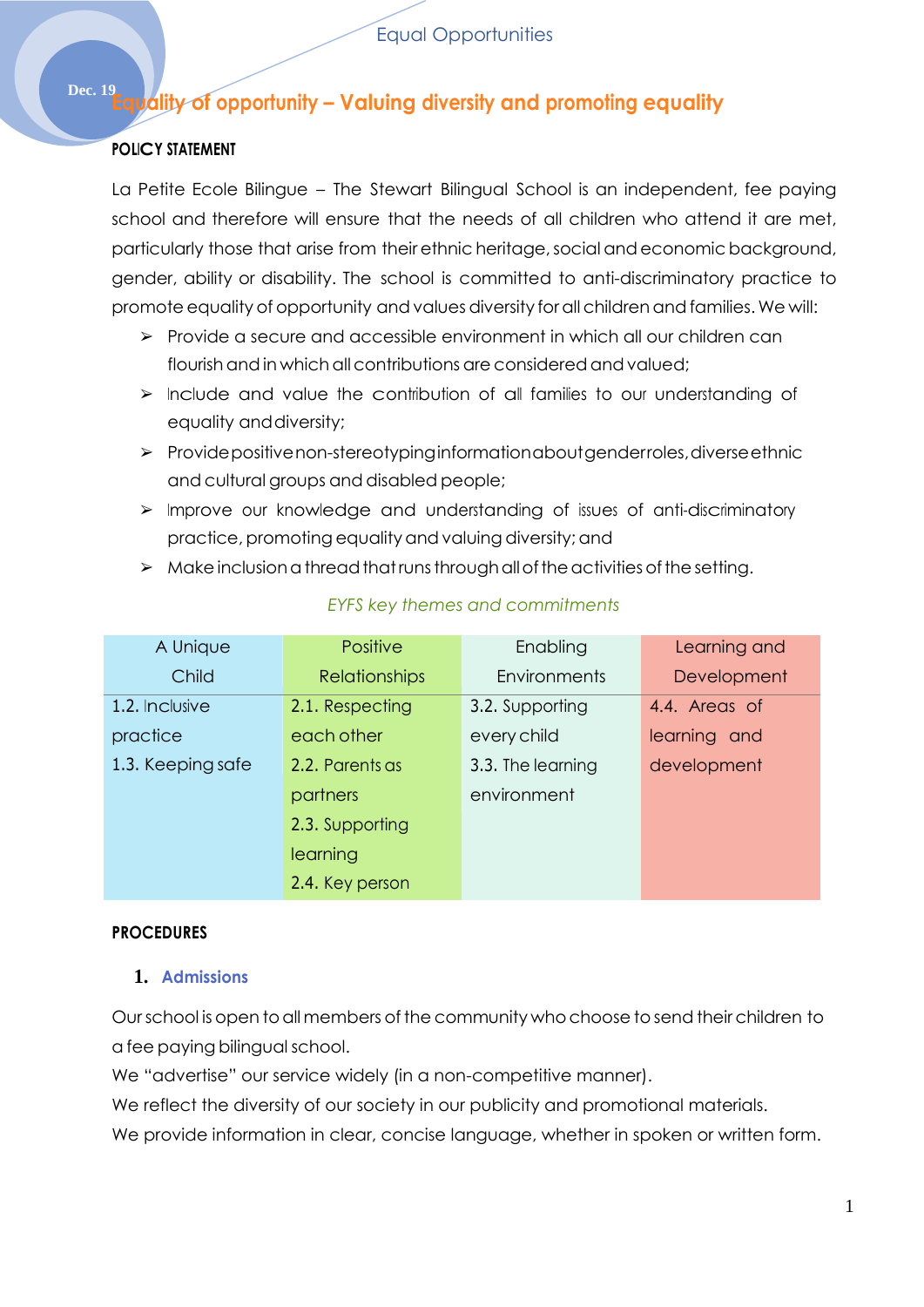# Equality of opportunity – Valuing diversity and promoting equality

**POLICY STATEMENT**

La Petite Ecole Bilingue – The Stewart Bilingual School is an independent, fee paying school and therefore will ensure that the needs of all children who attend it are met, particularly those that arise from their ethnic heritage, social and economic background, gender, ability or disability. The school is committed to anti-discriminatory practice to promote equality of opportunity and values diversity for all children and families. We will:

- Provide a secure and accessible environment in which all our children can flourish and in which all contributions are considered and valued;
- Include and value the contribution of all families to our understanding of equality and diversity;
- Provide positive non-stereotyping information about gender roles, diverse ethnic and cultural groups and disabled people;
- Improve our knowledge and understanding of issues of anti-discriminatory practice, promoting equality and valuing diversity; and
- Make inclusion a thread that runs through all of the activities of the setting.

*EYFS key themes and commitments*

| A Unique Child | Positive Relationships | Enabling Environments | Learning and Development |
|---|---|---|---|
| 1.2. Inclusive practice<br>1.3. Keeping safe | 2.1. Respecting each other<br>2.2. Parents as partners<br>2.3. Supporting learning<br>2.4. Key person | 3.2. Supporting every child<br>3.3. The learning environment | 4.4. Areas of learning and development |

**PROCEDURES**

## 1. Admissions

Our school is open to all members of the community who choose to send their children to a fee paying bilingual school.

We "advertise" our service widely (in a non-competitive manner).

We reflect the diversity of our society in our publicity and promotional materials.

We provide information in clear, concise language, whether in spoken or written form.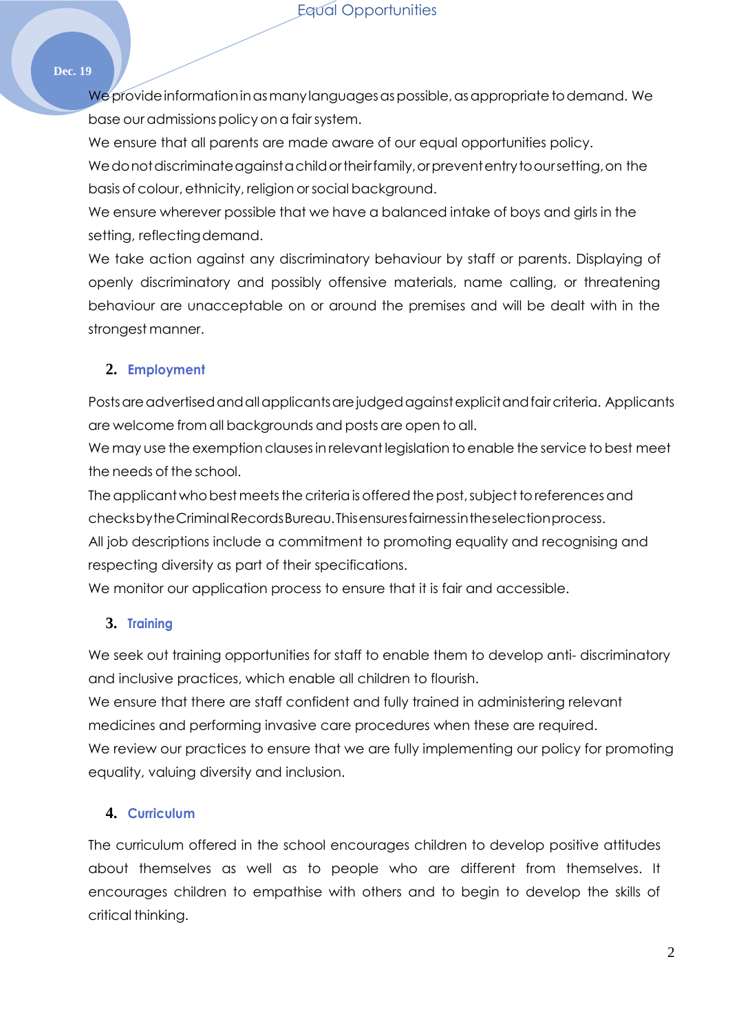We provide information in as many languages as possible, as appropriate to demand. We base our admissions policy on a fair system.

We ensure that all parents are made aware of our equal opportunities policy.

We do not discriminate against a child or their family, or prevent entry to our setting, on the basis of colour, ethnicity, religion or social background.

We ensure wherever possible that we have a balanced intake of boys and girls in the setting, reflecting demand.

We take action against any discriminatory behaviour by staff or parents. Displaying of openly discriminatory and possibly offensive materials, name calling, or threatening behaviour are unacceptable on or around the premises and will be dealt with in the strongest manner.

## 2. Employment

Posts are advertised and all applicants are judged against explicit and fair criteria. Applicants are welcome from all backgrounds and posts are open to all.

We may use the exemption clauses in relevant legislation to enable the service to best meet the needs of the school.

The applicant who best meets the criteria is offered the post, subject to references and checks by the Criminal Records Bureau. This ensures fairness in the selection process.

All job descriptions include a commitment to promoting equality and recognising and respecting diversity as part of their specifications.

We monitor our application process to ensure that it is fair and accessible.

## 3. Training

We seek out training opportunities for staff to enable them to develop anti- discriminatory and inclusive practices, which enable all children to flourish.

We ensure that there are staff confident and fully trained in administering relevant medicines and performing invasive care procedures when these are required.

We review our practices to ensure that we are fully implementing our policy for promoting equality, valuing diversity and inclusion.

## 4. Curriculum

The curriculum offered in the school encourages children to develop positive attitudes about themselves as well as to people who are different from themselves. It encourages children to empathise with others and to begin to develop the skills of critical thinking.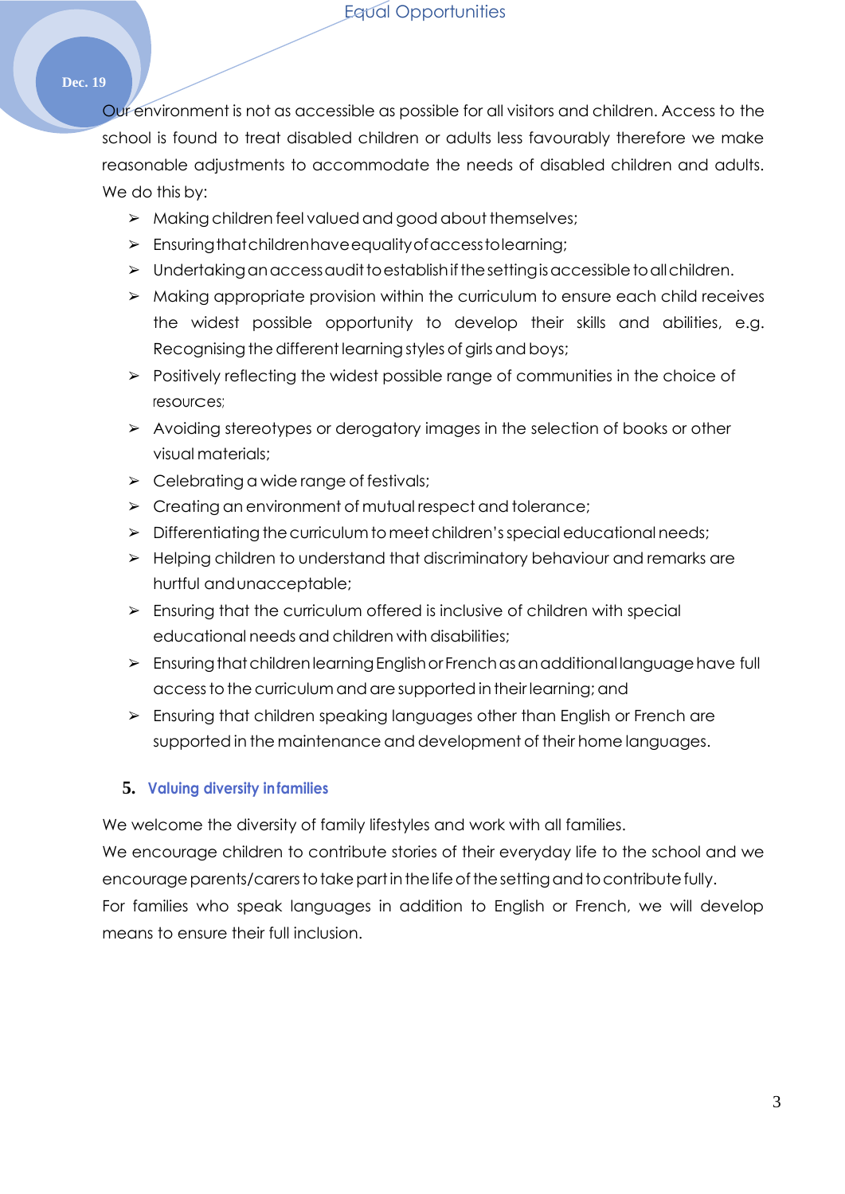Our environment is not as accessible as possible for all visitors and children. Access to the school is found to treat disabled children or adults less favourably therefore we make reasonable adjustments to accommodate the needs of disabled children and adults. We do this by:

- Making children feel valued and good about themselves;
- Ensuring that children have equality of access to learning;
- Undertaking an access audit to establish if the setting is accessible to all children.
- Making appropriate provision within the curriculum to ensure each child receives the widest possible opportunity to develop their skills and abilities, e.g. Recognising the different learning styles of girls and boys;
- Positively reflecting the widest possible range of communities in the choice of resources;
- Avoiding stereotypes or derogatory images in the selection of books or other visual materials;
- Celebrating a wide range of festivals;
- Creating an environment of mutual respect and tolerance;
- Differentiating the curriculum to meet children's special educational needs;
- Helping children to understand that discriminatory behaviour and remarks are hurtful and unacceptable;
- Ensuring that the curriculum offered is inclusive of children with special educational needs and children with disabilities;
- Ensuring that children learning English or French as an additional language have full access to the curriculum and are supported in their learning; and
- Ensuring that children speaking languages other than English or French are supported in the maintenance and development of their home languages.

## 5. Valuing diversity in families

We welcome the diversity of family lifestyles and work with all families.
We encourage children to contribute stories of their everyday life to the school and we encourage parents/carers to take part in the life of the setting and to contribute fully.
For families who speak languages in addition to English or French, we will develop means to ensure their full inclusion.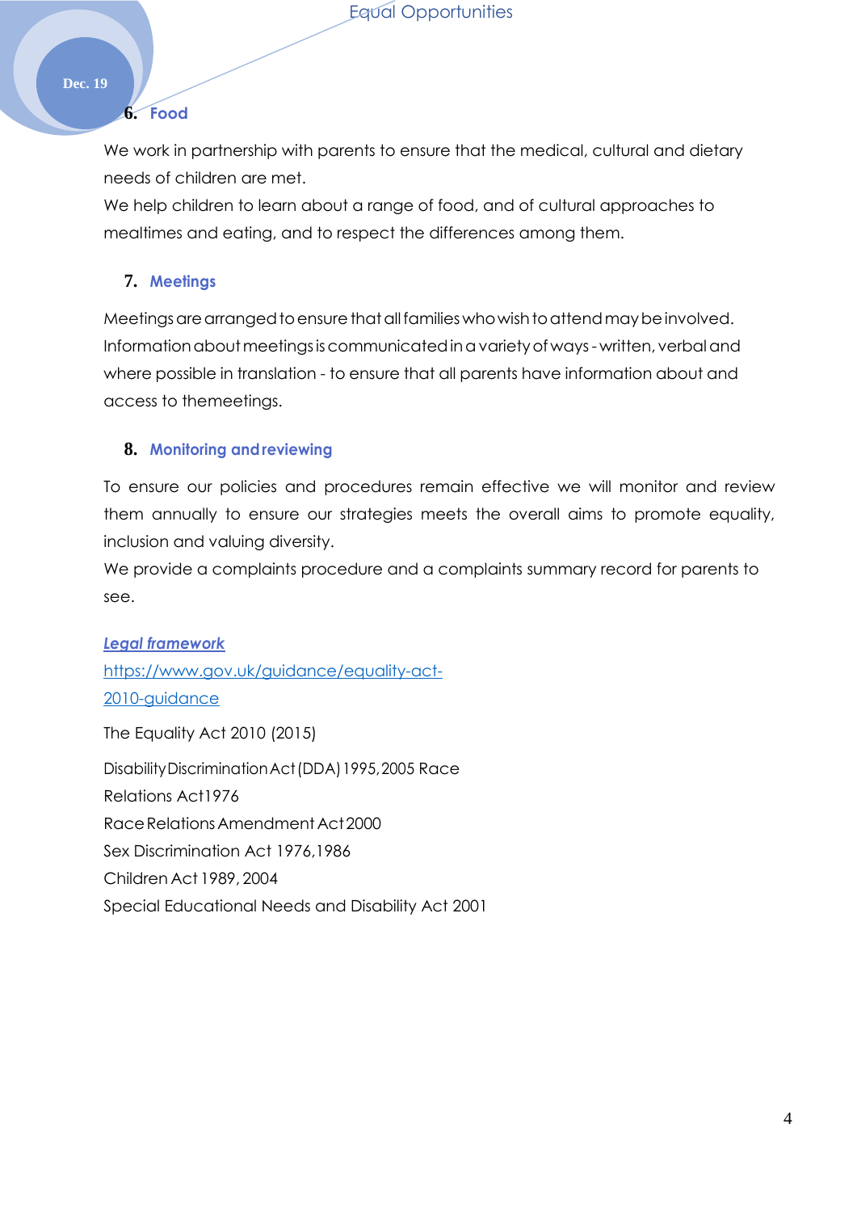## 6. Food

We work in partnership with parents to ensure that the medical, cultural and dietary needs of children are met.
We help children to learn about a range of food, and of cultural approaches to mealtimes and eating, and to respect the differences among them.

## 7. Meetings

Meetings are arranged to ensure that all families who wish to attend may be involved. Information about meetings is communicated in a variety of ways - written, verbal and where possible in translation - to ensure that all parents have information about and access to themeetings.

## 8. Monitoring and reviewing

To ensure our policies and procedures remain effective we will monitor and review them annually to ensure our strategies meets the overall aims to promote equality, inclusion and valuing diversity.
We provide a complaints procedure and a complaints summary record for parents to see.

***Legal framework***
https://www.gov.uk/guidance/equality-act-2010-guidance

The Equality Act 2010 (2015)

Disability Discrimination Act (DDA) 1995, 2005 Race Relations Act1976
Race Relations Amendment Act 2000
Sex Discrimination Act 1976,1986
Children Act 1989, 2004
Special Educational Needs and Disability Act 2001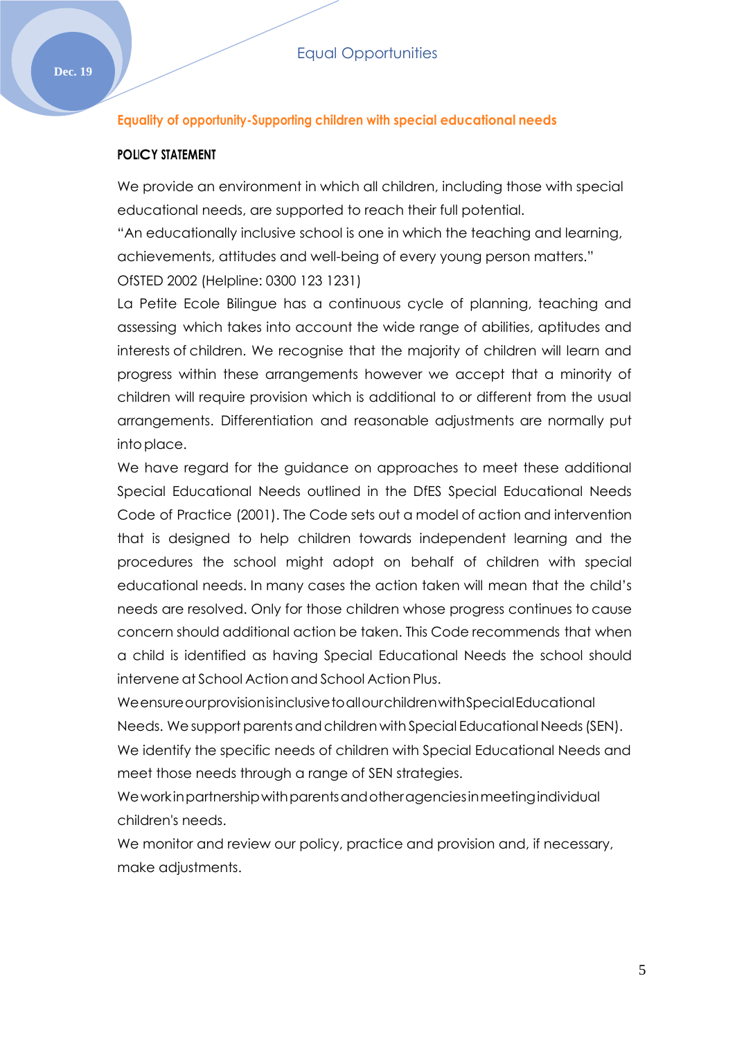## Equality of opportunity-Supporting children with special educational needs

### POLICY STATEMENT

We provide an environment in which all children, including those with special educational needs, are supported to reach their full potential.

"An educationally inclusive school is one in which the teaching and learning, achievements, attitudes and well-being of every young person matters."

OfSTED 2002 (Helpline: 0300 123 1231)

La Petite Ecole Bilingue has a continuous cycle of planning, teaching and assessing which takes into account the wide range of abilities, aptitudes and interests of children. We recognise that the majority of children will learn and progress within these arrangements however we accept that a minority of children will require provision which is additional to or different from the usual arrangements. Differentiation and reasonable adjustments are normally put into place.

We have regard for the guidance on approaches to meet these additional Special Educational Needs outlined in the DfES Special Educational Needs Code of Practice (2001). The Code sets out a model of action and intervention that is designed to help children towards independent learning and the procedures the school might adopt on behalf of children with special educational needs. In many cases the action taken will mean that the child's needs are resolved. Only for those children whose progress continues to cause concern should additional action be taken. This Code recommends that when a child is identified as having Special Educational Needs the school should intervene at School Action and School Action Plus.

We ensure our provision is inclusive to all our children with Special Educational Needs. We support parents and children with Special Educational Needs (SEN).

We identify the specific needs of children with Special Educational Needs and meet those needs through a range of SEN strategies.

We work in partnership with parents and other agencies in meeting individual children's needs.

We monitor and review our policy, practice and provision and, if necessary, make adjustments.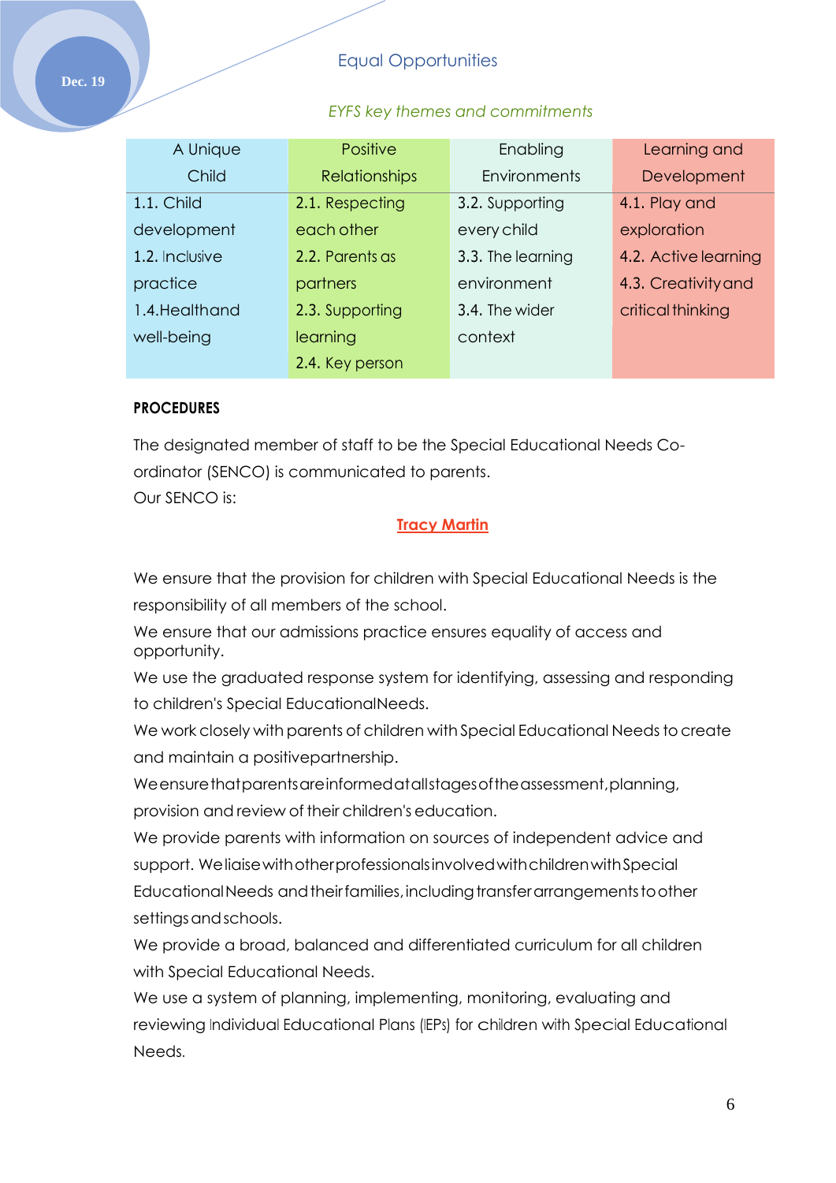## Equal Opportunities

*EYFS key themes and commitments*

| A Unique Child | Positive Relationships | Enabling Environments | Learning and Development |
|---|---|---|---|
| 1.1. Child development<br>1.2. Inclusive practice<br>1.4.Healthand well-being | 2.1. Respecting each other<br>2.2. Parents as partners<br>2.3. Supporting learning<br>2.4. Key person | 3.2. Supporting every child<br>3.3. The learning environment<br>3.4. The wider context | 4.1. Play and exploration<br>4.2. Active learning<br>4.3. Creativityand critical thinking |

**PROCEDURES**

The designated member of staff to be the Special Educational Needs Co-ordinator (SENCO) is communicated to parents.
Our SENCO is:

**Tracy Martin**

We ensure that the provision for children with Special Educational Needs is the responsibility of all members of the school.
We ensure that our admissions practice ensures equality of access and opportunity.
We use the graduated response system for identifying, assessing and responding to children's Special EducationalNeeds.
We work closely with parents of children with Special Educational Needs to create and maintain a positivepartnership.
We ensure that parents are informed at all stages of the assessment, planning, provision and review of their children's education.
We provide parents with information on sources of independent advice and support. We liaise with other professionals involved with children with Special Educational Needs and their families, including transfer arrangements to other settings and schools.
We provide a broad, balanced and differentiated curriculum for all children with Special Educational Needs.
We use a system of planning, implementing, monitoring, evaluating and reviewing Individual Educational Plans (IEPs) for children with Special Educational Needs.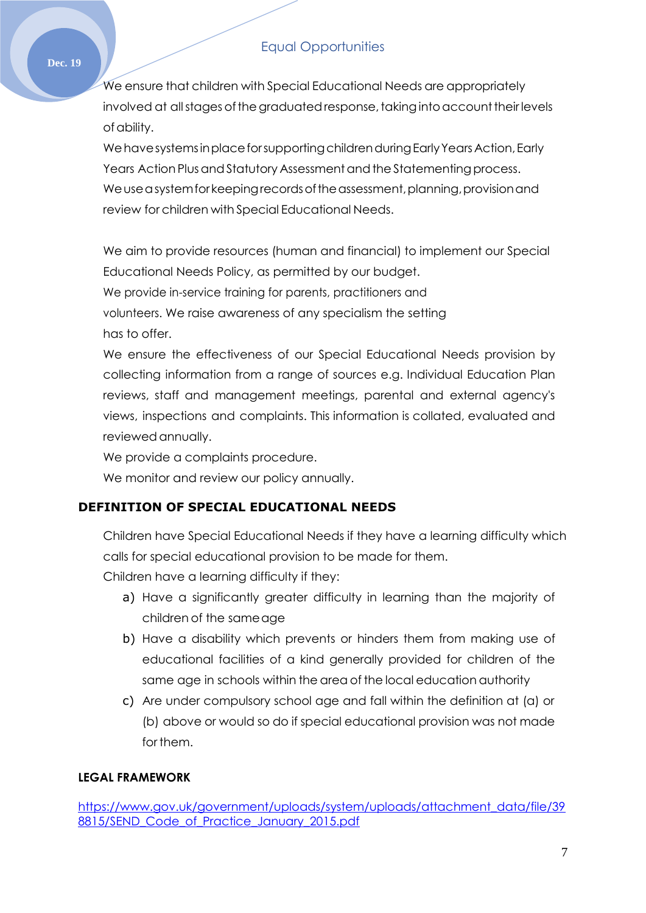We ensure that children with Special Educational Needs are appropriately involved at all stages of the graduated response, taking into account their levels of ability.

We have systems in place for supporting children during Early Years Action, Early Years Action Plus and Statutory Assessment and the Statementing process.

We use a system for keeping records of the assessment, planning, provision and review for children with Special Educational Needs.

We aim to provide resources (human and financial) to implement our Special Educational Needs Policy, as permitted by our budget.

We provide in-service training for parents, practitioners and volunteers. We raise awareness of any specialism the setting has to offer.

We ensure the effectiveness of our Special Educational Needs provision by collecting information from a range of sources e.g. Individual Education Plan reviews, staff and management meetings, parental and external agency's views, inspections and complaints. This information is collated, evaluated and reviewed annually.

We provide a complaints procedure.

We monitor and review our policy annually.

## DEFINITION OF SPECIAL EDUCATIONAL NEEDS

Children have Special Educational Needs if they have a learning difficulty which calls for special educational provision to be made for them.

Children have a learning difficulty if they:

a) Have a significantly greater difficulty in learning than the majority of children of the same age
b) Have a disability which prevents or hinders them from making use of educational facilities of a kind generally provided for children of the same age in schools within the area of the local education authority
c) Are under compulsory school age and fall within the definition at (a) or (b) above or would so do if special educational provision was not made for them.

## LEGAL FRAMEWORK

https://www.gov.uk/government/uploads/system/uploads/attachment_data/file/398815/SEND_Code_of_Practice_January_2015.pdf